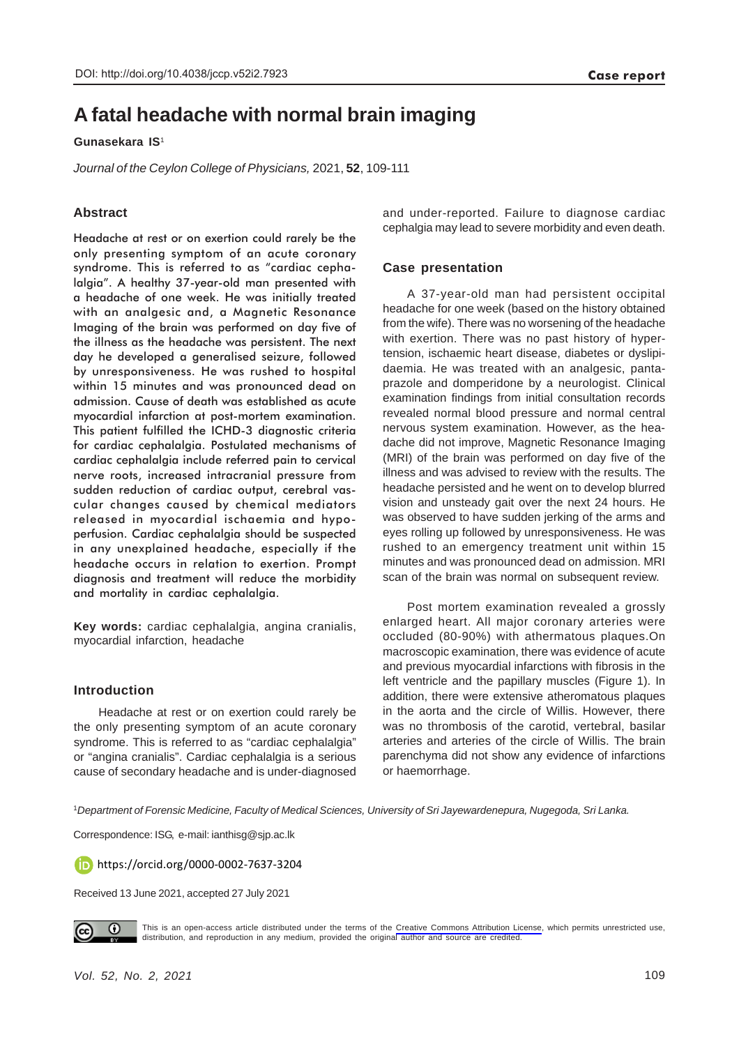DOI: http://doi.org/10.4038/jccp.v52i2.7923

**Case report**

# A fatal headache with normal brain imaging

**Gunasekara IS**[1]

*Journal of the Ceylon College of Physicians,* 2021, **52**, 109-111

## Abstract

Headache at rest or on exertion could rarely be the only presenting symptom of an acute coronary syndrome. This is referred to as "cardiac cephalalgia". A healthy 37-year-old man presented with a headache of one week. He was initially treated with an analgesic and, a Magnetic Resonance Imaging of the brain was performed on day five of the illness as the headache was persistent. The next day he developed a generalised seizure, followed by unresponsiveness. He was rushed to hospital within 15 minutes and was pronounced dead on admission. Cause of death was established as acute myocardial infarction at post-mortem examination. This patient fulfilled the ICHD-3 diagnostic criteria for cardiac cephalalgia. Postulated mechanisms of cardiac cephalalgia include referred pain to cervical nerve roots, increased intracranial pressure from sudden reduction of cardiac output, cerebral vascular changes caused by chemical mediators released in myocardial ischaemia and hypoperfusion. Cardiac cephalalgia should be suspected in any unexplained headache, especially if the headache occurs in relation to exertion. Prompt diagnosis and treatment will reduce the morbidity and mortality in cardiac cephalalgia.

**Key words:** cardiac cephalalgia, angina cranialis, myocardial infarction, headache

## Introduction

Headache at rest or on exertion could rarely be the only presenting symptom of an acute coronary syndrome. This is referred to as "cardiac cephalalgia" or "angina cranialis". Cardiac cephalalgia is a serious cause of secondary headache and is under-diagnosed and under-reported. Failure to diagnose cardiac cephalgia may lead to severe morbidity and even death.

## Case presentation

A 37-year-old man had persistent occipital headache for one week (based on the history obtained from the wife). There was no worsening of the headache with exertion. There was no past history of hypertension, ischaemic heart disease, diabetes or dyslipidaemia. He was treated with an analgesic, pantaprazole and domperidone by a neurologist. Clinical examination findings from initial consultation records revealed normal blood pressure and normal central nervous system examination. However, as the headache did not improve, Magnetic Resonance Imaging (MRI) of the brain was performed on day five of the illness and was advised to review with the results. The headache persisted and he went on to develop blurred vision and unsteady gait over the next 24 hours. He was observed to have sudden jerking of the arms and eyes rolling up followed by unresponsiveness. He was rushed to an emergency treatment unit within 15 minutes and was pronounced dead on admission. MRI scan of the brain was normal on subsequent review.

Post mortem examination revealed a grossly enlarged heart. All major coronary arteries were occluded (80-90%) with athermatous plaques.On macroscopic examination, there was evidence of acute and previous myocardial infarctions with fibrosis in the left ventricle and the papillary muscles (Figure 1). In addition, there were extensive atheromatous plaques in the aorta and the circle of Willis. However, there was no thrombosis of the carotid, vertebral, basilar arteries and arteries of the circle of Willis. The brain parenchyma did not show any evidence of infarctions or haemorrhage.

[1]*Department of Forensic Medicine, Faculty of Medical Sciences, University of Sri Jayewardenepura, Nugegoda, Sri Lanka.*

Correspondence: ISG, e-mail: ianthisg@sjp.ac.lk

https://orcid.org/0000-0002-7637-3204

Received 13 June 2021, accepted 27 July 2021

This is an open-access article distributed under the terms of the Creative Commons Attribution License, which permits unrestricted use, distribution, and reproduction in any medium, provided the original author and source are credited.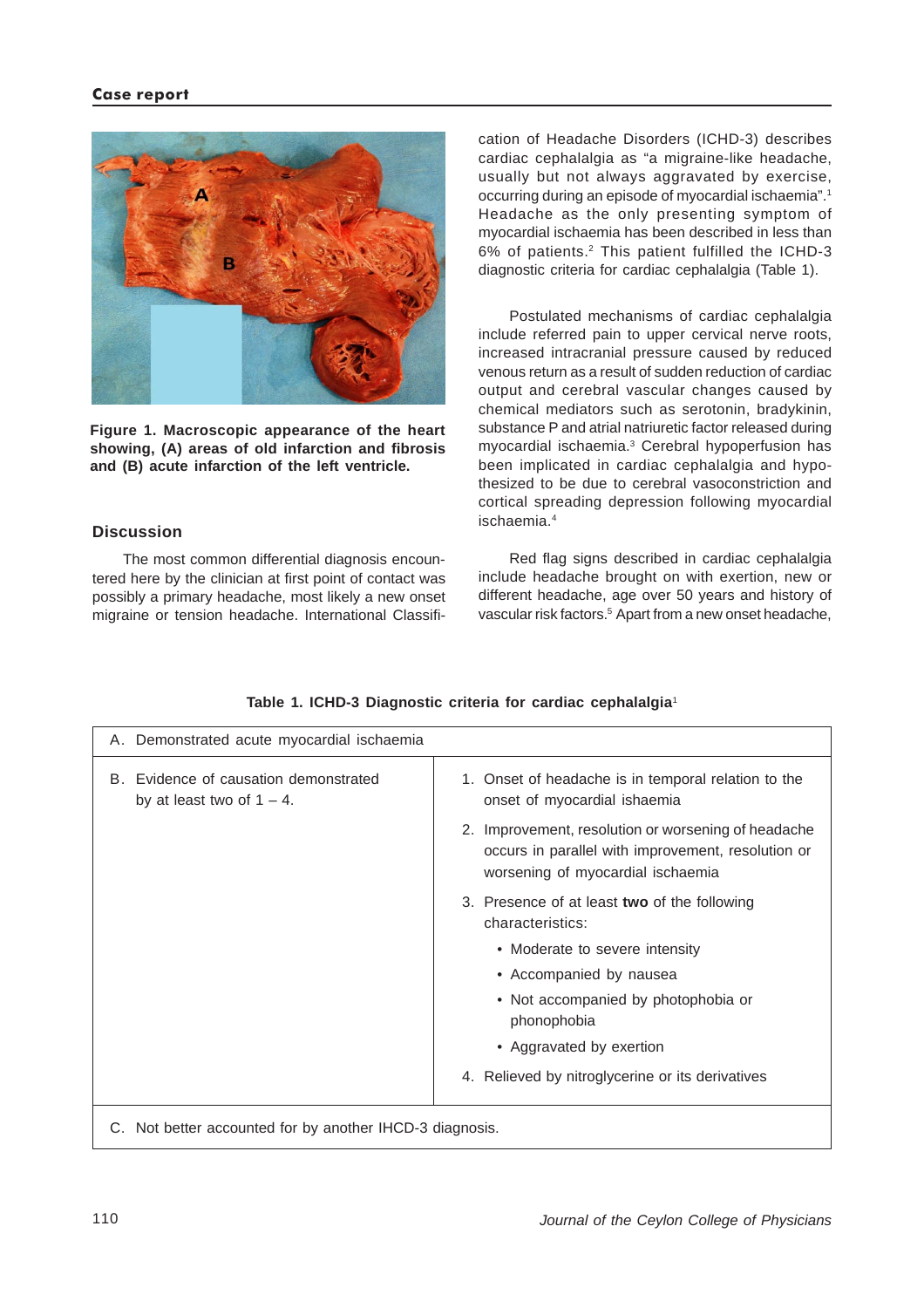Figure 1. Macroscopic appearance of the heart showing, (A) areas of old infarction and fibrosis and (B) acute infarction of the left ventricle.

## Discussion

The most common differential diagnosis encountered here by the clinician at first point of contact was possibly a primary headache, most likely a new onset migraine or tension headache. International Classification of Headache Disorders (ICHD-3) describes cardiac cephalalgia as "a migraine-like headache, usually but not always aggravated by exercise, occurring during an episode of myocardial ischaemia".[1] Headache as the only presenting symptom of myocardial ischaemia has been described in less than 6% of patients.[2] This patient fulfilled the ICHD-3 diagnostic criteria for cardiac cephalalgia (Table 1).

Postulated mechanisms of cardiac cephalalgia include referred pain to upper cervical nerve roots, increased intracranial pressure caused by reduced venous return as a result of sudden reduction of cardiac output and cerebral vascular changes caused by chemical mediators such as serotonin, bradykinin, substance P and atrial natriuretic factor released during myocardial ischaemia.[3] Cerebral hypoperfusion has been implicated in cardiac cephalalgia and hypothesized to be due to cerebral vasoconstriction and cortical spreading depression following myocardial ischaemia.[4]

Red flag signs described in cardiac cephalalgia include headache brought on with exertion, new or different headache, age over 50 years and history of vascular risk factors.[5] Apart from a new onset headache,

**Table 1. ICHD-3 Diagnostic criteria for cardiac cephalalgia**[1]

| | |
|---|---|
| A. Demonstrated acute myocardial ischaemia | |
| B. Evidence of causation demonstrated by at least two of 1 – 4. | 1. Onset of headache is in temporal relation to the onset of myocardial ishaemia<br>2. Improvement, resolution or worsening of headache occurs in parallel with improvement, resolution or worsening of myocardial ischaemia<br>3. Presence of at least **two** of the following characteristics:<br>• Moderate to severe intensity<br>• Accompanied by nausea<br>• Not accompanied by photophobia or phonophobia<br>• Aggravated by exertion<br>4. Relieved by nitroglycerine or its derivatives |
| C. Not better accounted for by another IHCD-3 diagnosis. | |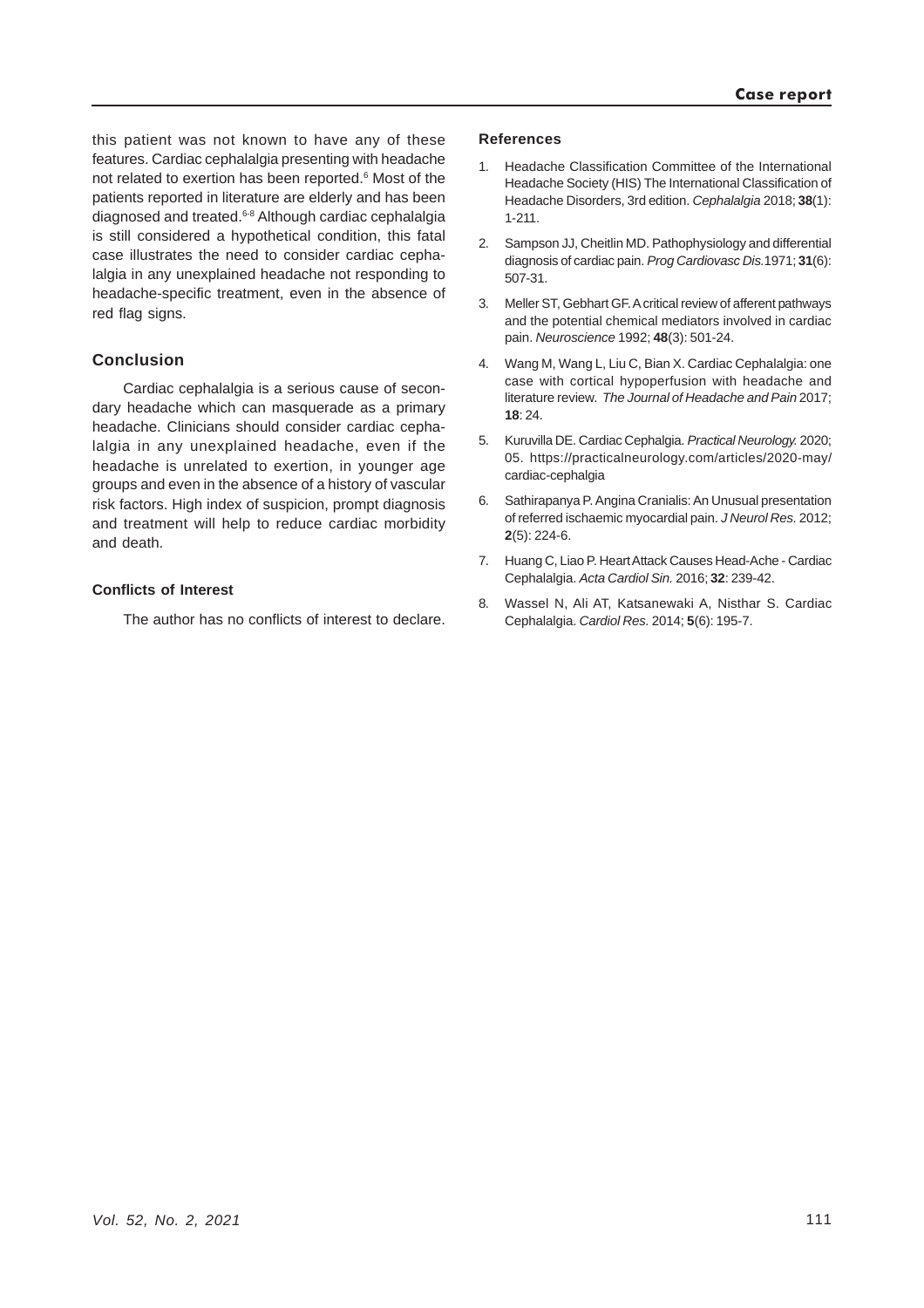this patient was not known to have any of these features. Cardiac cephalalgia presenting with headache not related to exertion has been reported.[6] Most of the patients reported in literature are elderly and has been diagnosed and treated.[6-8] Although cardiac cephalalgia is still considered a hypothetical condition, this fatal case illustrates the need to consider cardiac cephalalgia in any unexplained headache not responding to headache-specific treatment, even in the absence of red flag signs.

## Conclusion

Cardiac cephalalgia is a serious cause of secondary headache which can masquerade as a primary headache. Clinicians should consider cardiac cephalalgia in any unexplained headache, even if the headache is unrelated to exertion, in younger age groups and even in the absence of a history of vascular risk factors. High index of suspicion, prompt diagnosis and treatment will help to reduce cardiac morbidity and death.

### Conflicts of Interest

The author has no conflicts of interest to declare.

### References

1. Headache Classification Committee of the International Headache Society (HIS) The International Classification of Headache Disorders, 3rd edition. *Cephalalgia* 2018; **38**(1): 1-211.
2. Sampson JJ, Cheitlin MD. Pathophysiology and differential diagnosis of cardiac pain. *Prog Cardiovasc Dis.*1971; **31**(6): 507-31.
3. Meller ST, Gebhart GF. A critical review of afferent pathways and the potential chemical mediators involved in cardiac pain. *Neuroscience* 1992; **48**(3): 501-24.
4. Wang M, Wang L, Liu C, Bian X. Cardiac Cephalalgia: one case with cortical hypoperfusion with headache and literature review. *The Journal of Headache and Pain* 2017; **18**: 24.
5. Kuruvilla DE. Cardiac Cephalgia. *Practical Neurology.* 2020; 05. https://practicalneurology.com/articles/2020-may/cardiac-cephalgia
6. Sathirapanya P. Angina Cranialis: An Unusual presentation of referred ischaemic myocardial pain. *J Neurol Res.* 2012; **2**(5): 224-6.
7. Huang C, Liao P. Heart Attack Causes Head-Ache - Cardiac Cephalalgia. *Acta Cardiol Sin.* 2016; **32**: 239-42.
8. Wassel N, Ali AT, Katsanewaki A, Nisthar S. Cardiac Cephalalgia. *Cardiol Res.* 2014; **5**(6): 195-7.